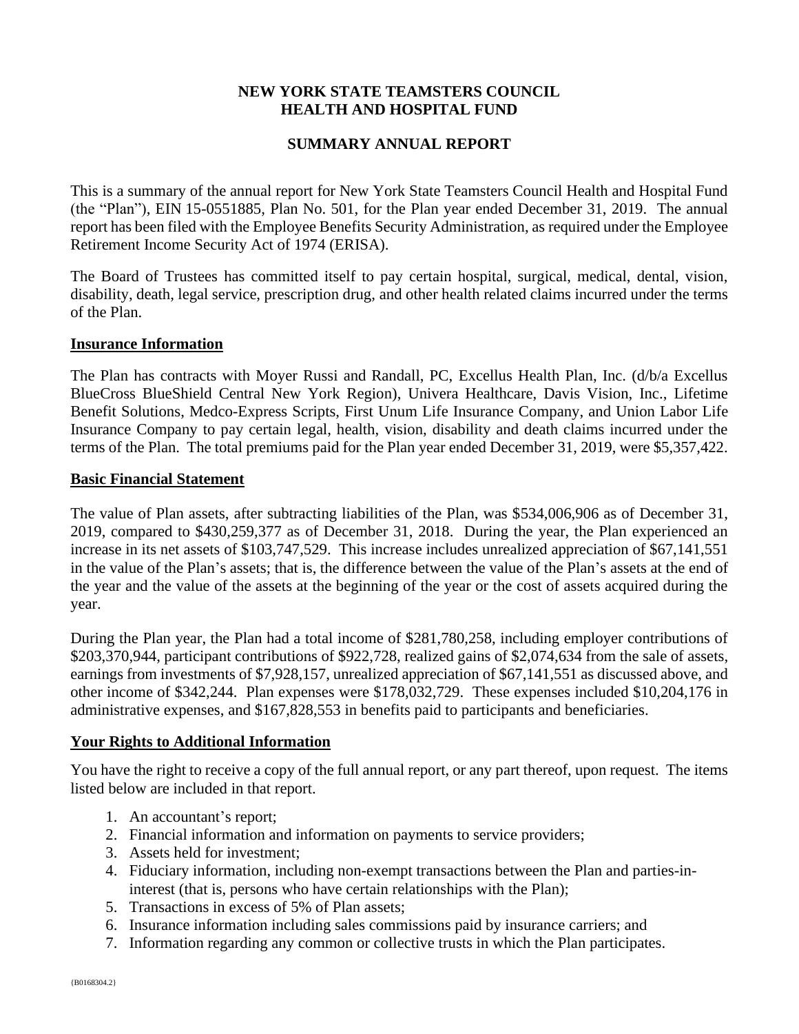# NEW YORK STATE TEAMSTERS COUNCIL HEALTH AND HOSPITAL FUND

## SUMMARY ANNUAL REPORT

This is a summary of the annual report for New York State Teamsters Council Health and Hospital Fund (the "Plan"), EIN 15-0551885, Plan No. 501, for the Plan year ended December 31, 2019. The annual report has been filed with the Employee Benefits Security Administration, as required under the Employee Retirement Income Security Act of 1974 (ERISA).

The Board of Trustees has committed itself to pay certain hospital, surgical, medical, dental, vision, disability, death, legal service, prescription drug, and other health related claims incurred under the terms of the Plan.

### Insurance Information

The Plan has contracts with Moyer Russi and Randall, PC, Excellus Health Plan, Inc. (d/b/a Excellus BlueCross BlueShield Central New York Region), Univera Healthcare, Davis Vision, Inc., Lifetime Benefit Solutions, Medco-Express Scripts, First Unum Life Insurance Company, and Union Labor Life Insurance Company to pay certain legal, health, vision, disability and death claims incurred under the terms of the Plan. The total premiums paid for the Plan year ended December 31, 2019, were $5,357,422.

### Basic Financial Statement

The value of Plan assets, after subtracting liabilities of the Plan, was $534,006,906 as of December 31, 2019, compared to $430,259,377 as of December 31, 2018. During the year, the Plan experienced an increase in its net assets of $103,747,529. This increase includes unrealized appreciation of $67,141,551 in the value of the Plan's assets; that is, the difference between the value of the Plan's assets at the end of the year and the value of the assets at the beginning of the year or the cost of assets acquired during the year.

During the Plan year, the Plan had a total income of $281,780,258, including employer contributions of $203,370,944, participant contributions of $922,728, realized gains of $2,074,634 from the sale of assets, earnings from investments of $7,928,157, unrealized appreciation of $67,141,551 as discussed above, and other income of $342,244. Plan expenses were $178,032,729. These expenses included $10,204,176 in administrative expenses, and $167,828,553 in benefits paid to participants and beneficiaries.

### Your Rights to Additional Information

You have the right to receive a copy of the full annual report, or any part thereof, upon request. The items listed below are included in that report.

1. An accountant's report;
2. Financial information and information on payments to service providers;
3. Assets held for investment;
4. Fiduciary information, including non-exempt transactions between the Plan and parties-in-interest (that is, persons who have certain relationships with the Plan);
5. Transactions in excess of 5% of Plan assets;
6. Insurance information including sales commissions paid by insurance carriers; and
7. Information regarding any common or collective trusts in which the Plan participates.

{B0168304.2}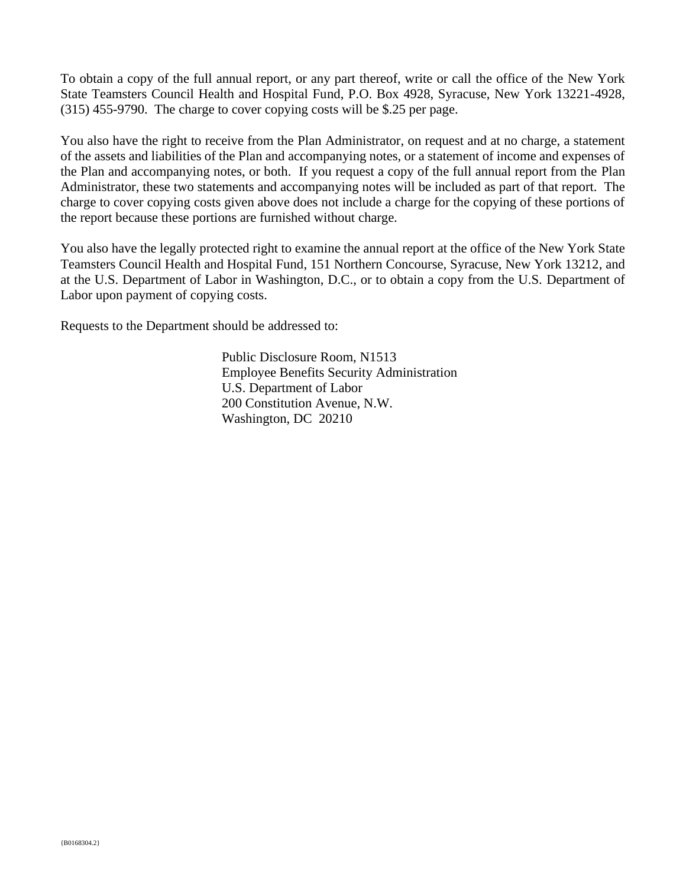To obtain a copy of the full annual report, or any part thereof, write or call the office of the New York State Teamsters Council Health and Hospital Fund, P.O. Box 4928, Syracuse, New York 13221-4928, (315) 455-9790. The charge to cover copying costs will be $.25 per page.

You also have the right to receive from the Plan Administrator, on request and at no charge, a statement of the assets and liabilities of the Plan and accompanying notes, or a statement of income and expenses of the Plan and accompanying notes, or both. If you request a copy of the full annual report from the Plan Administrator, these two statements and accompanying notes will be included as part of that report. The charge to cover copying costs given above does not include a charge for the copying of these portions of the report because these portions are furnished without charge.

You also have the legally protected right to examine the annual report at the office of the New York State Teamsters Council Health and Hospital Fund, 151 Northern Concourse, Syracuse, New York 13212, and at the U.S. Department of Labor in Washington, D.C., or to obtain a copy from the U.S. Department of Labor upon payment of copying costs.

Requests to the Department should be addressed to:

Public Disclosure Room, N1513
Employee Benefits Security Administration
U.S. Department of Labor
200 Constitution Avenue, N.W.
Washington, DC 20210

{B0168304.2}